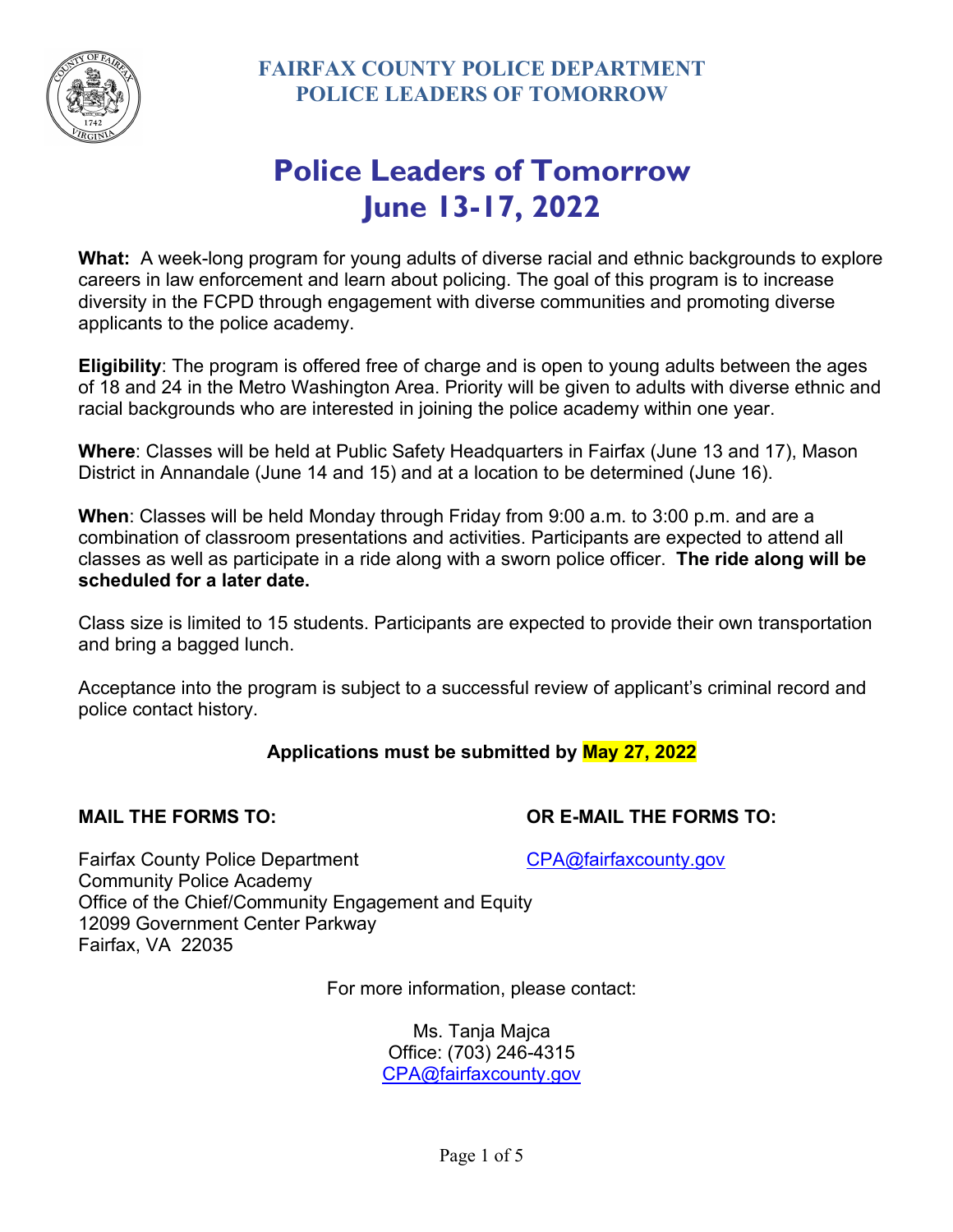**FAIRFAX COUNTY POLICE DEPARTMENT**
**POLICE LEADERS OF TOMORROW**

# Police Leaders of Tomorrow
# June 13-17, 2022

**What:** A week-long program for young adults of diverse racial and ethnic backgrounds to explore careers in law enforcement and learn about policing. The goal of this program is to increase diversity in the FCPD through engagement with diverse communities and promoting diverse applicants to the police academy.

**Eligibility**: The program is offered free of charge and is open to young adults between the ages of 18 and 24 in the Metro Washington Area. Priority will be given to adults with diverse ethnic and racial backgrounds who are interested in joining the police academy within one year.

**Where**: Classes will be held at Public Safety Headquarters in Fairfax (June 13 and 17), Mason District in Annandale (June 14 and 15) and at a location to be determined (June 16).

**When**: Classes will be held Monday through Friday from 9:00 a.m. to 3:00 p.m. and are a combination of classroom presentations and activities. Participants are expected to attend all classes as well as participate in a ride along with a sworn police officer. **The ride along will be scheduled for a later date.**

Class size is limited to 15 students. Participants are expected to provide their own transportation and bring a bagged lunch.

Acceptance into the program is subject to a successful review of applicant's criminal record and police contact history.

**Applications must be submitted by May 27, 2022**

**MAIL THE FORMS TO:**

Fairfax County Police Department
Community Police Academy
Office of the Chief/Community Engagement and Equity
12099 Government Center Parkway
Fairfax, VA 22035

**OR E-MAIL THE FORMS TO:**

CPA@fairfaxcounty.gov

For more information, please contact:

Ms. Tanja Majca
Office: (703) 246-4315
CPA@fairfaxcounty.gov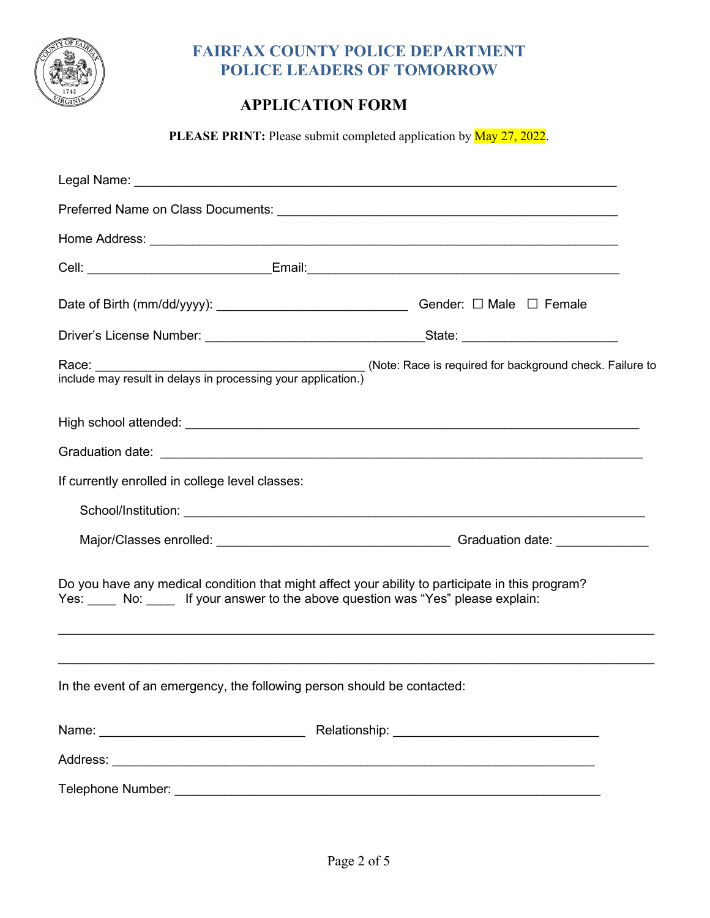# FAIRFAX COUNTY POLICE DEPARTMENT
# POLICE LEADERS OF TOMORROW

## APPLICATION FORM

**PLEASE PRINT:** Please submit completed application by May 27, 2022.

Legal Name: ______________________________________________________________

Preferred Name on Class Documents: ______________________________________

Home Address: ____________________________________________________________

Cell: ________________________ Email: ____________________________________

Date of Birth (mm/dd/yyyy): _______________________ Gender: ☐ Male ☐ Female

Driver's License Number: ___________________________ State: __________________

Race: ___________________________________ (Note: Race is required for background check. Failure to include may result in delays in processing your application.)

High school attended: ______________________________________________________

Graduation date: _________________________________________________________

If currently enrolled in college level classes:

School/Institution: ______________________________________________________

Major/Classes enrolled: ____________________________ Graduation date: ___________

Do you have any medical condition that might affect your ability to participate in this program?
Yes: ____ No: ____ If your answer to the above question was "Yes" please explain:

______________________________________________________________________________

______________________________________________________________________________

In the event of an emergency, the following person should be contacted:

Name: _________________________ Relationship: _________________________

Address: ______________________________________________________________

Telephone Number: _______________________________________________________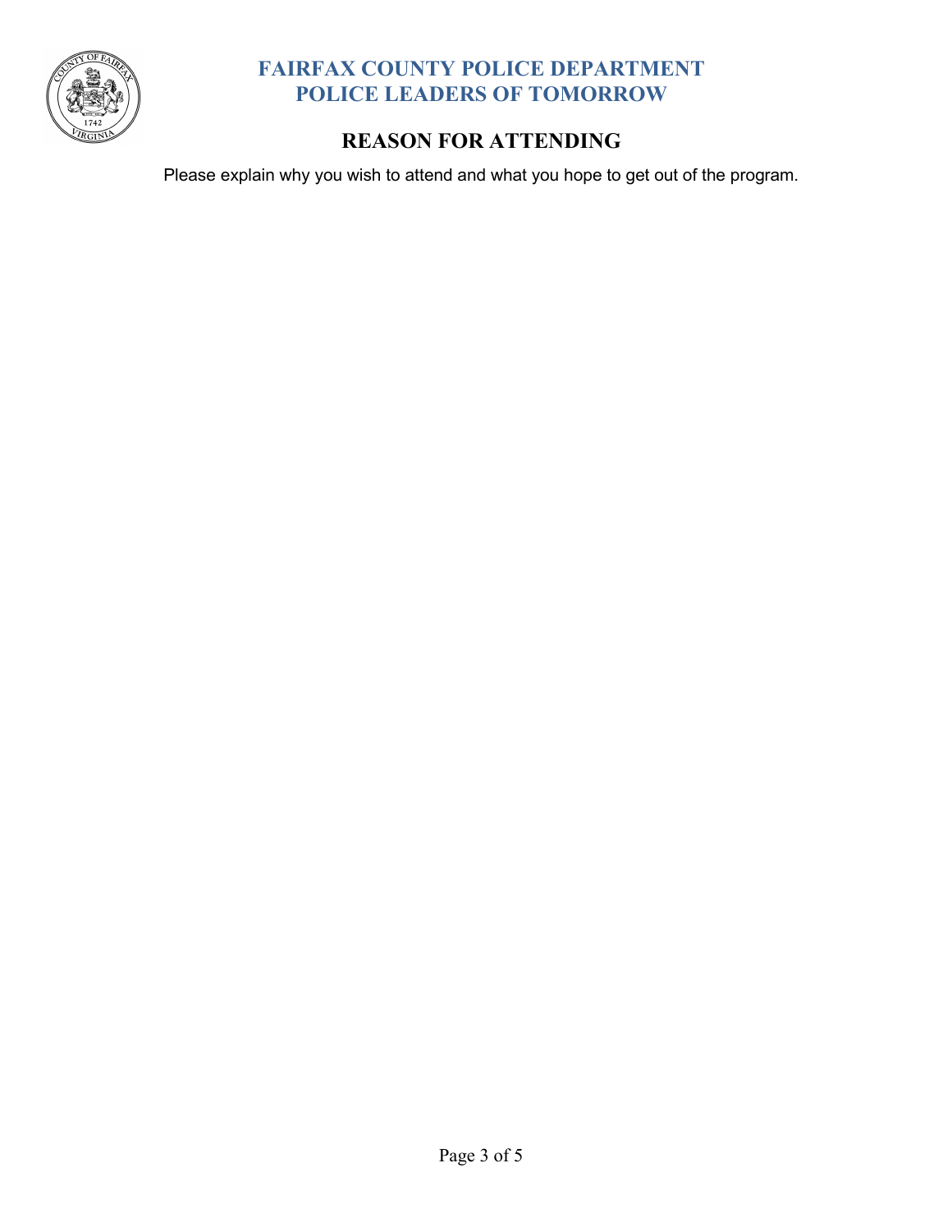# FAIRFAX COUNTY POLICE DEPARTMENT
# POLICE LEADERS OF TOMORROW

## REASON FOR ATTENDING

Please explain why you wish to attend and what you hope to get out of the program.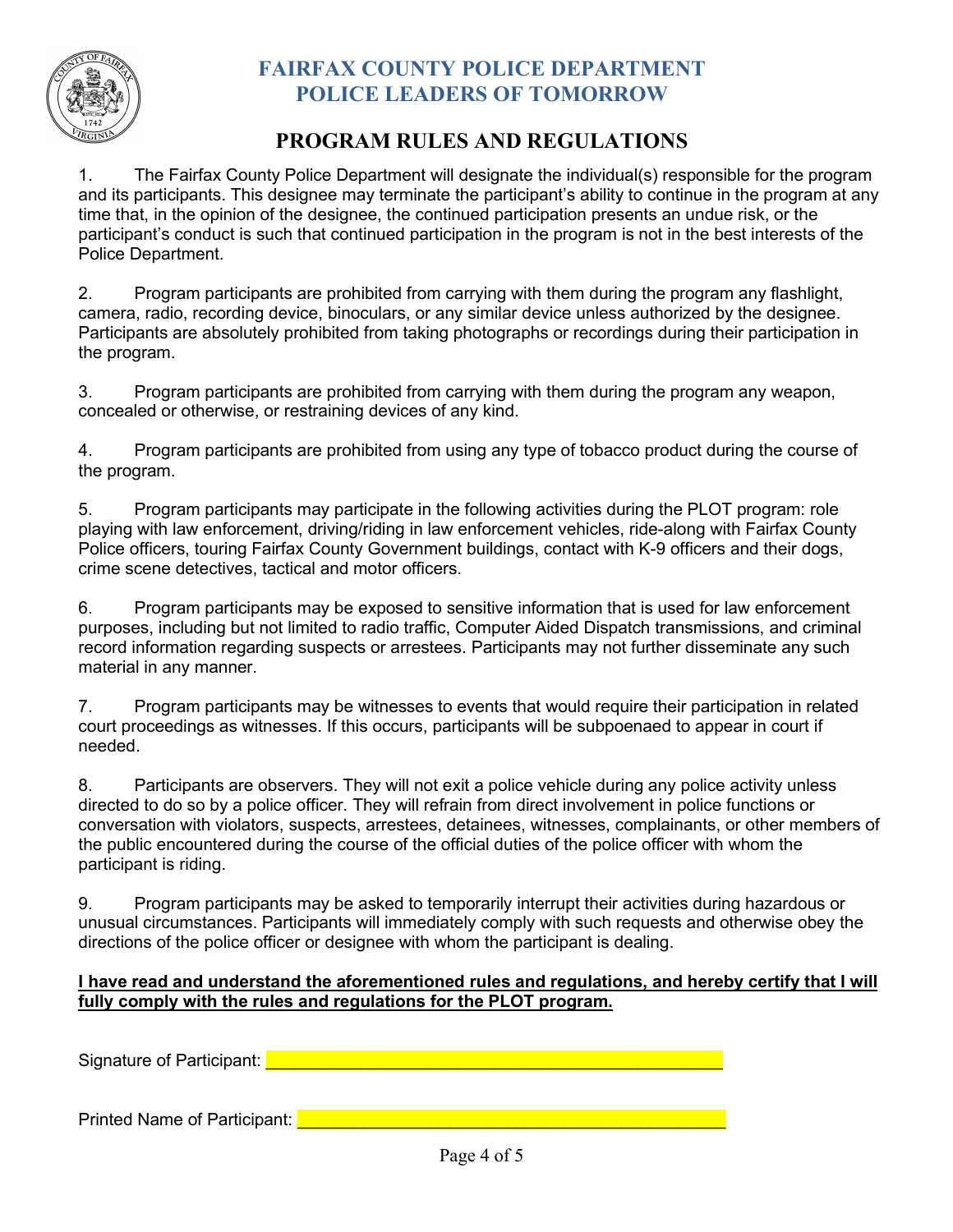# FAIRFAX COUNTY POLICE DEPARTMENT
# POLICE LEADERS OF TOMORROW

## PROGRAM RULES AND REGULATIONS

1. The Fairfax County Police Department will designate the individual(s) responsible for the program and its participants. This designee may terminate the participant's ability to continue in the program at any time that, in the opinion of the designee, the continued participation presents an undue risk, or the participant's conduct is such that continued participation in the program is not in the best interests of the Police Department.

2. Program participants are prohibited from carrying with them during the program any flashlight, camera, radio, recording device, binoculars, or any similar device unless authorized by the designee. Participants are absolutely prohibited from taking photographs or recordings during their participation in the program.

3. Program participants are prohibited from carrying with them during the program any weapon, concealed or otherwise, or restraining devices of any kind.

4. Program participants are prohibited from using any type of tobacco product during the course of the program.

5. Program participants may participate in the following activities during the PLOT program: role playing with law enforcement, driving/riding in law enforcement vehicles, ride-along with Fairfax County Police officers, touring Fairfax County Government buildings, contact with K-9 officers and their dogs, crime scene detectives, tactical and motor officers.

6. Program participants may be exposed to sensitive information that is used for law enforcement purposes, including but not limited to radio traffic, Computer Aided Dispatch transmissions, and criminal record information regarding suspects or arrestees. Participants may not further disseminate any such material in any manner.

7. Program participants may be witnesses to events that would require their participation in related court proceedings as witnesses. If this occurs, participants will be subpoenaed to appear in court if needed.

8. Participants are observers. They will not exit a police vehicle during any police activity unless directed to do so by a police officer. They will refrain from direct involvement in police functions or conversation with violators, suspects, arrestees, detainees, witnesses, complainants, or other members of the public encountered during the course of the official duties of the police officer with whom the participant is riding.

9. Program participants may be asked to temporarily interrupt their activities during hazardous or unusual circumstances. Participants will immediately comply with such requests and otherwise obey the directions of the police officer or designee with whom the participant is dealing.

**I have read and understand the aforementioned rules and regulations, and hereby certify that I will fully comply with the rules and regulations for the PLOT program.**

Signature of Participant: ______________________________________________

Printed Name of Participant: ___________________________________________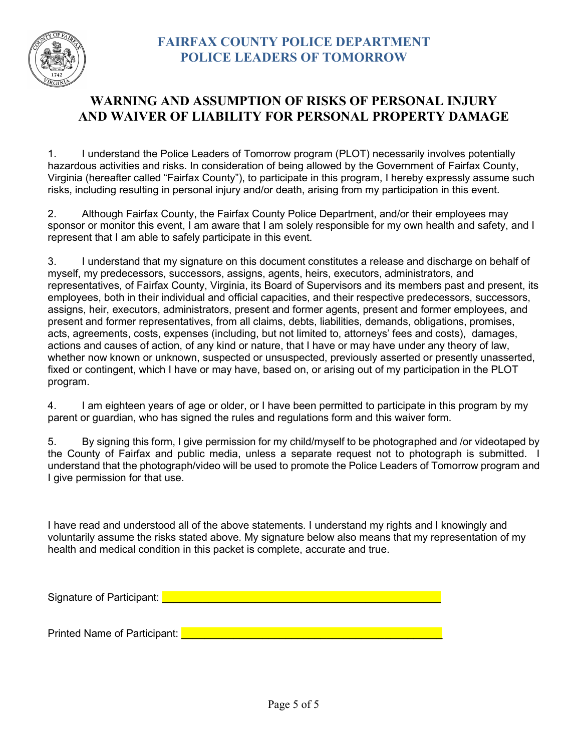# FAIRFAX COUNTY POLICE DEPARTMENT
# POLICE LEADERS OF TOMORROW

## WARNING AND ASSUMPTION OF RISKS OF PERSONAL INJURY AND WAIVER OF LIABILITY FOR PERSONAL PROPERTY DAMAGE

1. I understand the Police Leaders of Tomorrow program (PLOT) necessarily involves potentially hazardous activities and risks. In consideration of being allowed by the Government of Fairfax County, Virginia (hereafter called "Fairfax County"), to participate in this program, I hereby expressly assume such risks, including resulting in personal injury and/or death, arising from my participation in this event.

2. Although Fairfax County, the Fairfax County Police Department, and/or their employees may sponsor or monitor this event, I am aware that I am solely responsible for my own health and safety, and I represent that I am able to safely participate in this event.

3. I understand that my signature on this document constitutes a release and discharge on behalf of myself, my predecessors, successors, assigns, agents, heirs, executors, administrators, and representatives, of Fairfax County, Virginia, its Board of Supervisors and its members past and present, its employees, both in their individual and official capacities, and their respective predecessors, successors, assigns, heir, executors, administrators, present and former agents, present and former employees, and present and former representatives, from all claims, debts, liabilities, demands, obligations, promises, acts, agreements, costs, expenses (including, but not limited to, attorneys' fees and costs), damages, actions and causes of action, of any kind or nature, that I have or may have under any theory of law, whether now known or unknown, suspected or unsuspected, previously asserted or presently unasserted, fixed or contingent, which I have or may have, based on, or arising out of my participation in the PLOT program.

4. I am eighteen years of age or older, or I have been permitted to participate in this program by my parent or guardian, who has signed the rules and regulations form and this waiver form.

5. By signing this form, I give permission for my child/myself to be photographed and /or videotaped by the County of Fairfax and public media, unless a separate request not to photograph is submitted. I understand that the photograph/video will be used to promote the Police Leaders of Tomorrow program and I give permission for that use.

I have read and understood all of the above statements. I understand my rights and I knowingly and voluntarily assume the risks stated above. My signature below also means that my representation of my health and medical condition in this packet is complete, accurate and true.

Signature of Participant: ______________________________________________

Printed Name of Participant: ___________________________________________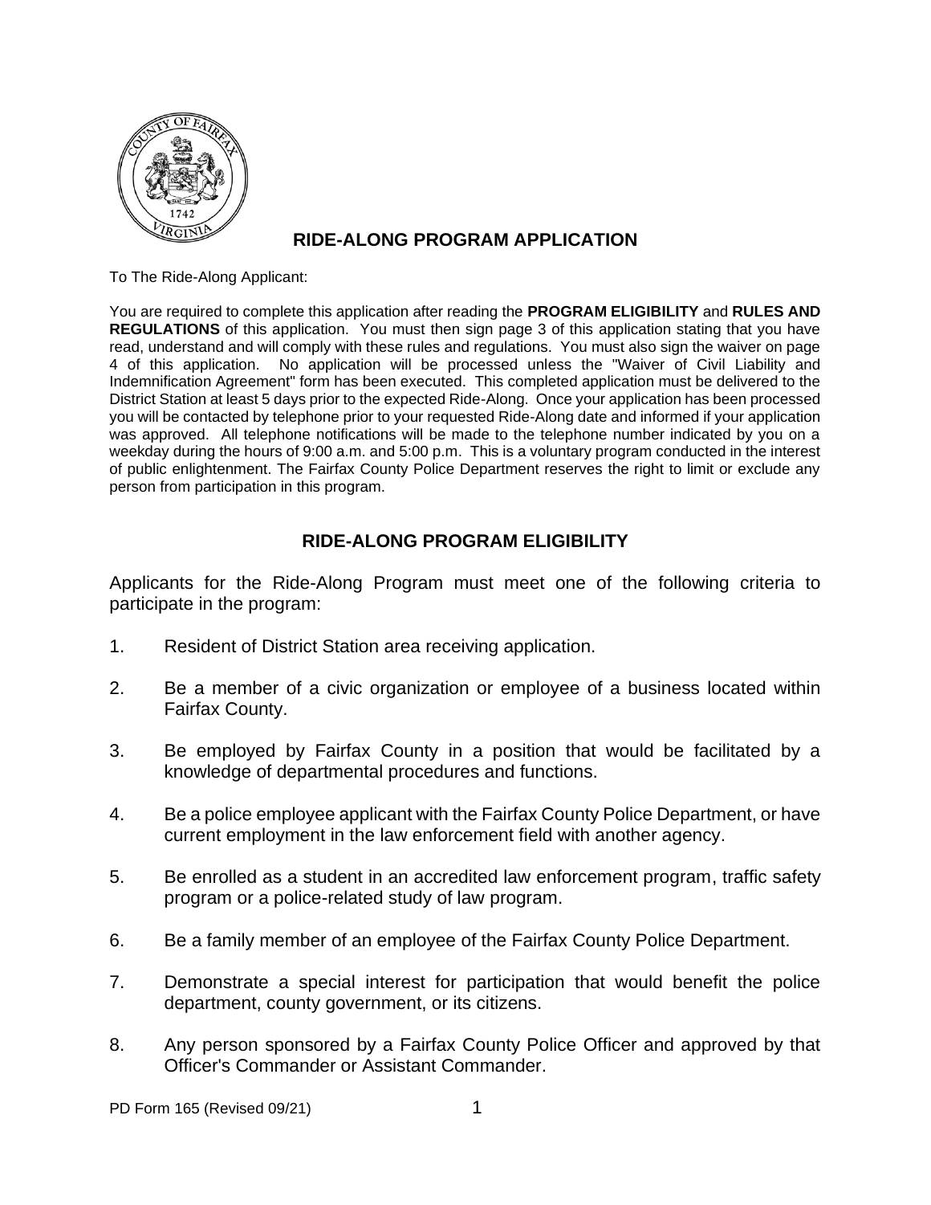# RIDE-ALONG PROGRAM APPLICATION

To The Ride-Along Applicant:

You are required to complete this application after reading the **PROGRAM ELIGIBILITY** and **RULES AND REGULATIONS** of this application. You must then sign page 3 of this application stating that you have read, understand and will comply with these rules and regulations. You must also sign the waiver on page 4 of this application. No application will be processed unless the "Waiver of Civil Liability and Indemnification Agreement" form has been executed. This completed application must be delivered to the District Station at least 5 days prior to the expected Ride-Along. Once your application has been processed you will be contacted by telephone prior to your requested Ride-Along date and informed if your application was approved. All telephone notifications will be made to the telephone number indicated by you on a weekday during the hours of 9:00 a.m. and 5:00 p.m. This is a voluntary program conducted in the interest of public enlightenment. The Fairfax County Police Department reserves the right to limit or exclude any person from participation in this program.

## RIDE-ALONG PROGRAM ELIGIBILITY

Applicants for the Ride-Along Program must meet one of the following criteria to participate in the program:

1. Resident of District Station area receiving application.
2. Be a member of a civic organization or employee of a business located within Fairfax County.
3. Be employed by Fairfax County in a position that would be facilitated by a knowledge of departmental procedures and functions.
4. Be a police employee applicant with the Fairfax County Police Department, or have current employment in the law enforcement field with another agency.
5. Be enrolled as a student in an accredited law enforcement program, traffic safety program or a police-related study of law program.
6. Be a family member of an employee of the Fairfax County Police Department.
7. Demonstrate a special interest for participation that would benefit the police department, county government, or its citizens.
8. Any person sponsored by a Fairfax County Police Officer and approved by that Officer's Commander or Assistant Commander.

PD Form 165 (Revised 09/21)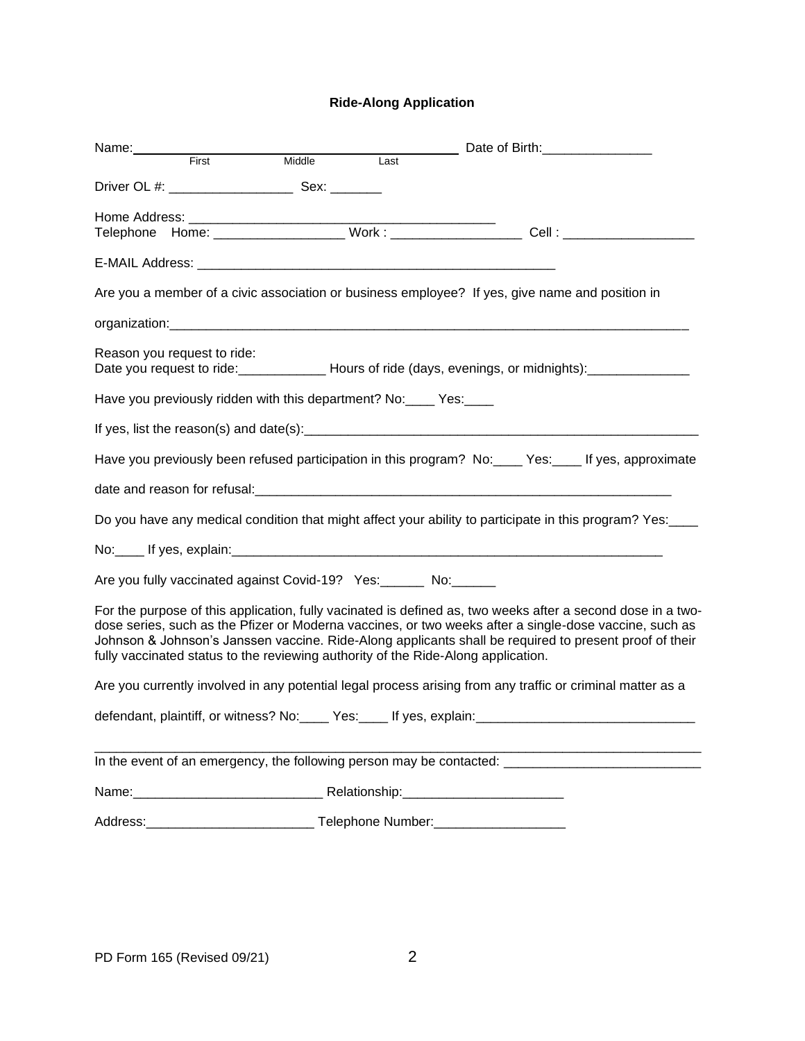**Ride-Along Application**

Name:______________________________________________ Date of Birth:_______________
First Middle Last

Driver OL #: _________________ Sex: _______

Home Address: ___________________________________________
Telephone Home: _________________ Work : _________________ Cell : __________________

E-MAIL Address: __________________________________________________

Are you a member of a civic association or business employee? If yes, give name and position in

organization:___________________________________________________________________________

Reason you request to ride:
Date you request to ride:____________ Hours of ride (days, evenings, or midnights):______________

Have you previously ridden with this department? No:____ Yes:____

If yes, list the reason(s) and date(s):_________________________________________________________

Have you previously been refused participation in this program? No:____ Yes:____ If yes, approximate

date and reason for refusal:___________________________________________________________

Do you have any medical condition that might affect your ability to participate in this program? Yes:____

No:____ If yes, explain:_______________________________________________________________

Are you fully vaccinated against Covid-19? Yes:______ No:______

For the purpose of this application, fully vacinated is defined as, two weeks after a second dose in a two-dose series, such as the Pfizer or Moderna vaccines, or two weeks after a single-dose vaccine, such as Johnson & Johnson's Janssen vaccine. Ride-Along applicants shall be required to present proof of their fully vaccinated status to the reviewing authority of the Ride-Along application.

Are you currently involved in any potential legal process arising from any traffic or criminal matter as a

defendant, plaintiff, or witness? No:____ Yes:____ If yes, explain:_______________________________

_____________________________________________________________________________________
In the event of an emergency, the following person may be contacted: ___________________________

Name:__________________________ Relationship:______________________

Address:_______________________ Telephone Number:__________________

PD Form 165 (Revised 09/21)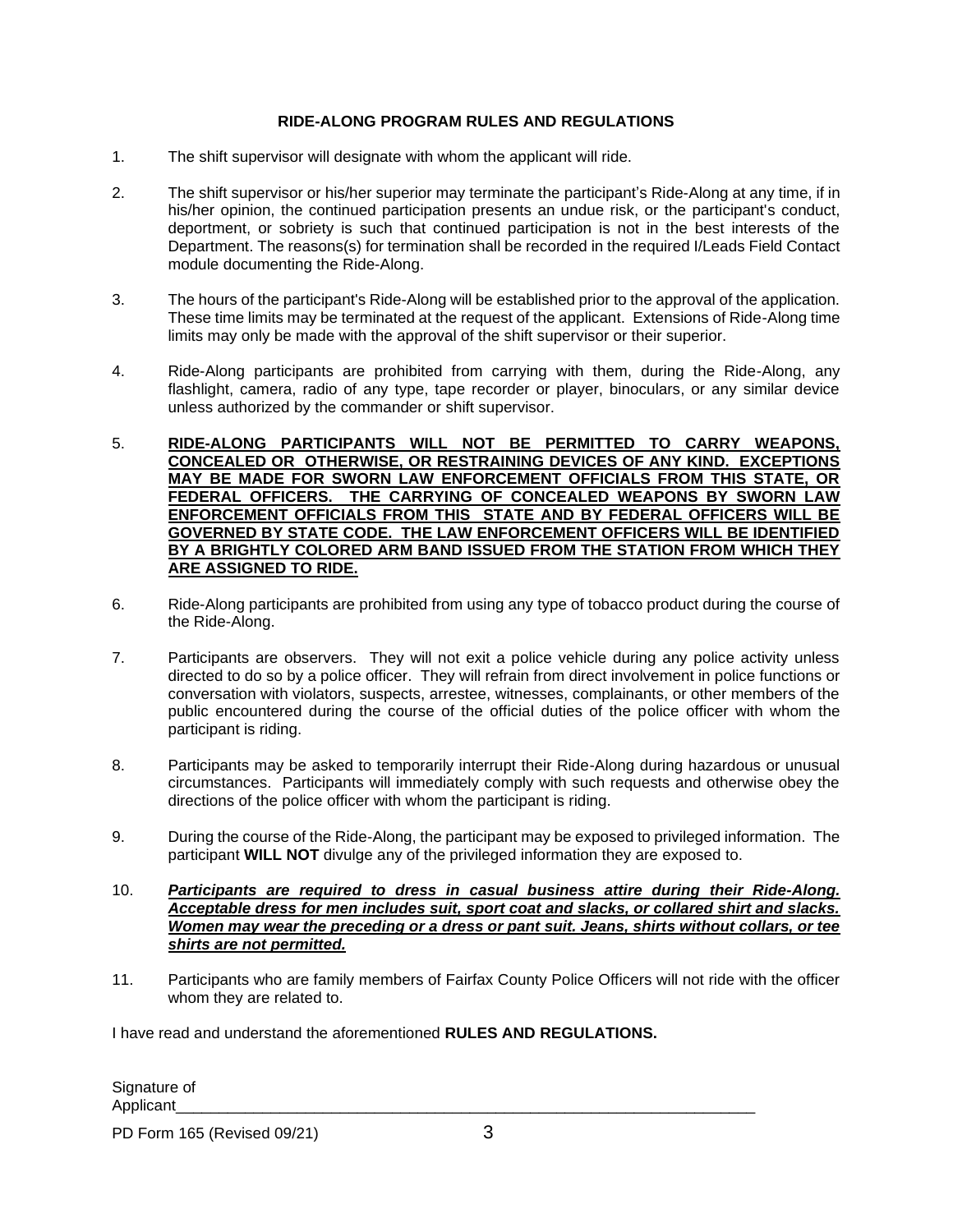## RIDE-ALONG PROGRAM RULES AND REGULATIONS

1. The shift supervisor will designate with whom the applicant will ride.

2. The shift supervisor or his/her superior may terminate the participant's Ride-Along at any time, if in his/her opinion, the continued participation presents an undue risk, or the participant's conduct, deportment, or sobriety is such that continued participation is not in the best interests of the Department. The reasons(s) for termination shall be recorded in the required I/Leads Field Contact module documenting the Ride-Along.

3. The hours of the participant's Ride-Along will be established prior to the approval of the application. These time limits may be terminated at the request of the applicant. Extensions of Ride-Along time limits may only be made with the approval of the shift supervisor or their superior.

4. Ride-Along participants are prohibited from carrying with them, during the Ride-Along, any flashlight, camera, radio of any type, tape recorder or player, binoculars, or any similar device unless authorized by the commander or shift supervisor.

5. **RIDE-ALONG PARTICIPANTS WILL NOT BE PERMITTED TO CARRY WEAPONS, CONCEALED OR OTHERWISE, OR RESTRAINING DEVICES OF ANY KIND. EXCEPTIONS MAY BE MADE FOR SWORN LAW ENFORCEMENT OFFICIALS FROM THIS STATE, OR FEDERAL OFFICERS. THE CARRYING OF CONCEALED WEAPONS BY SWORN LAW ENFORCEMENT OFFICIALS FROM THIS STATE AND BY FEDERAL OFFICERS WILL BE GOVERNED BY STATE CODE. THE LAW ENFORCEMENT OFFICERS WILL BE IDENTIFIED BY A BRIGHTLY COLORED ARM BAND ISSUED FROM THE STATION FROM WHICH THEY ARE ASSIGNED TO RIDE.**

6. Ride-Along participants are prohibited from using any type of tobacco product during the course of the Ride-Along.

7. Participants are observers. They will not exit a police vehicle during any police activity unless directed to do so by a police officer. They will refrain from direct involvement in police functions or conversation with violators, suspects, arrestee, witnesses, complainants, or other members of the public encountered during the course of the official duties of the police officer with whom the participant is riding.

8. Participants may be asked to temporarily interrupt their Ride-Along during hazardous or unusual circumstances. Participants will immediately comply with such requests and otherwise obey the directions of the police officer with whom the participant is riding.

9. During the course of the Ride-Along, the participant may be exposed to privileged information. The participant **WILL NOT** divulge any of the privileged information they are exposed to.

10. ***Participants are required to dress in casual business attire during their Ride-Along. Acceptable dress for men includes suit, sport coat and slacks, or collared shirt and slacks. Women may wear the preceding or a dress or pant suit. Jeans, shirts without collars, or tee shirts are not permitted.***

11. Participants who are family members of Fairfax County Police Officers will not ride with the officer whom they are related to.

I have read and understand the aforementioned **RULES AND REGULATIONS.**

Signature of Applicant_______________________________________________________________________

PD Form 165 (Revised 09/21)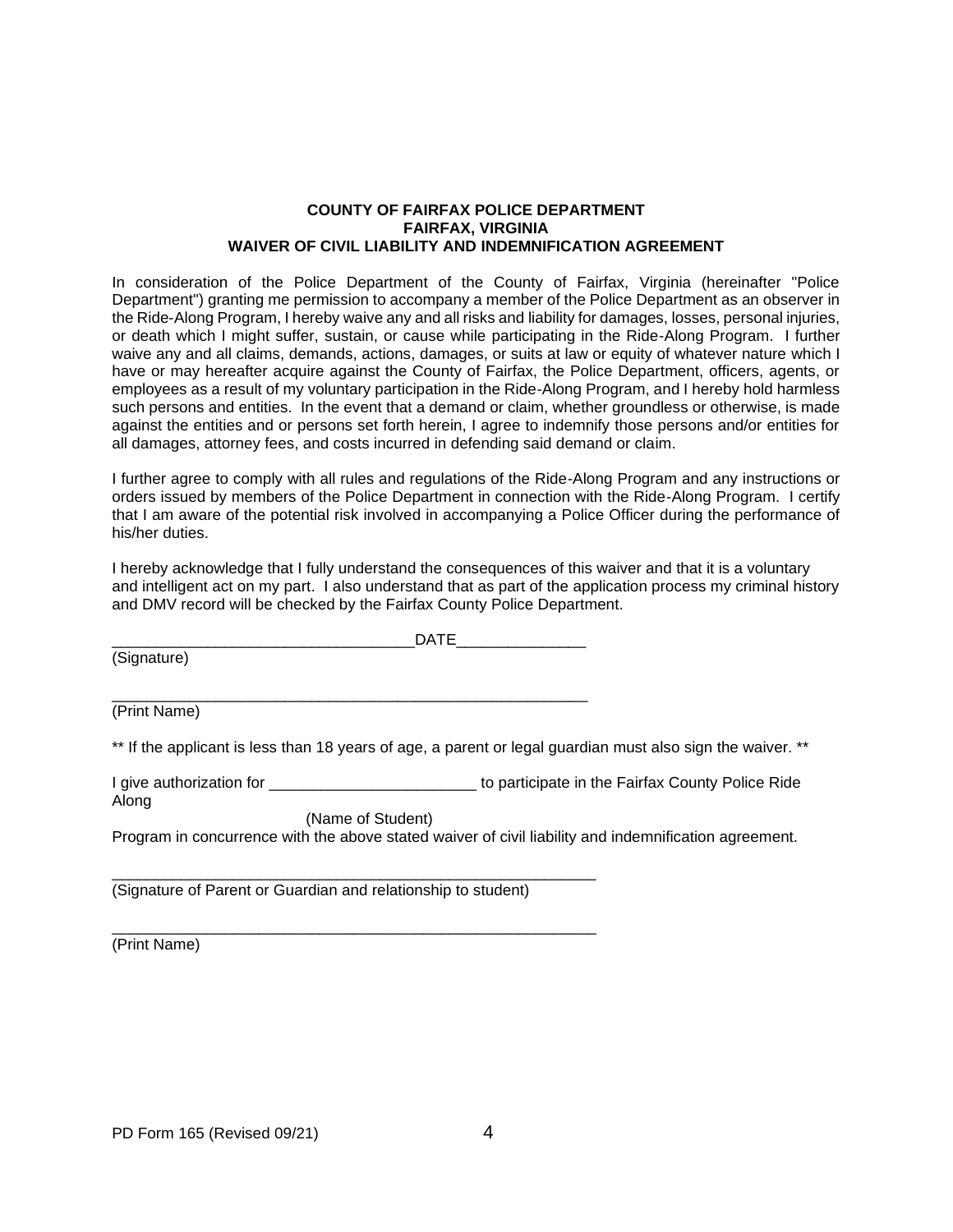**COUNTY OF FAIRFAX POLICE DEPARTMENT**
**FAIRFAX, VIRGINIA**
**WAIVER OF CIVIL LIABILITY AND INDEMNIFICATION AGREEMENT**

In consideration of the Police Department of the County of Fairfax, Virginia (hereinafter "Police Department") granting me permission to accompany a member of the Police Department as an observer in the Ride-Along Program, I hereby waive any and all risks and liability for damages, losses, personal injuries, or death which I might suffer, sustain, or cause while participating in the Ride-Along Program. I further waive any and all claims, demands, actions, damages, or suits at law or equity of whatever nature which I have or may hereafter acquire against the County of Fairfax, the Police Department, officers, agents, or employees as a result of my voluntary participation in the Ride-Along Program, and I hereby hold harmless such persons and entities. In the event that a demand or claim, whether groundless or otherwise, is made against the entities and or persons set forth herein, I agree to indemnify those persons and/or entities for all damages, attorney fees, and costs incurred in defending said demand or claim.

I further agree to comply with all rules and regulations of the Ride-Along Program and any instructions or orders issued by members of the Police Department in connection with the Ride-Along Program. I certify that I am aware of the potential risk involved in accompanying a Police Officer during the performance of his/her duties.

I hereby acknowledge that I fully understand the consequences of this waiver and that it is a voluntary and intelligent act on my part. I also understand that as part of the application process my criminal history and DMV record will be checked by the Fairfax County Police Department.

___________________________________DATE_______________
(Signature)

__________________________________________________________
(Print Name)

** If the applicant is less than 18 years of age, a parent or legal guardian must also sign the waiver. **

I give authorization for ________________________ to participate in the Fairfax County Police Ride Along
(Name of Student)
Program in concurrence with the above stated waiver of civil liability and indemnification agreement.

___________________________________________________________
(Signature of Parent or Guardian and relationship to student)

___________________________________________________________
(Print Name)

PD Form 165 (Revised 09/21)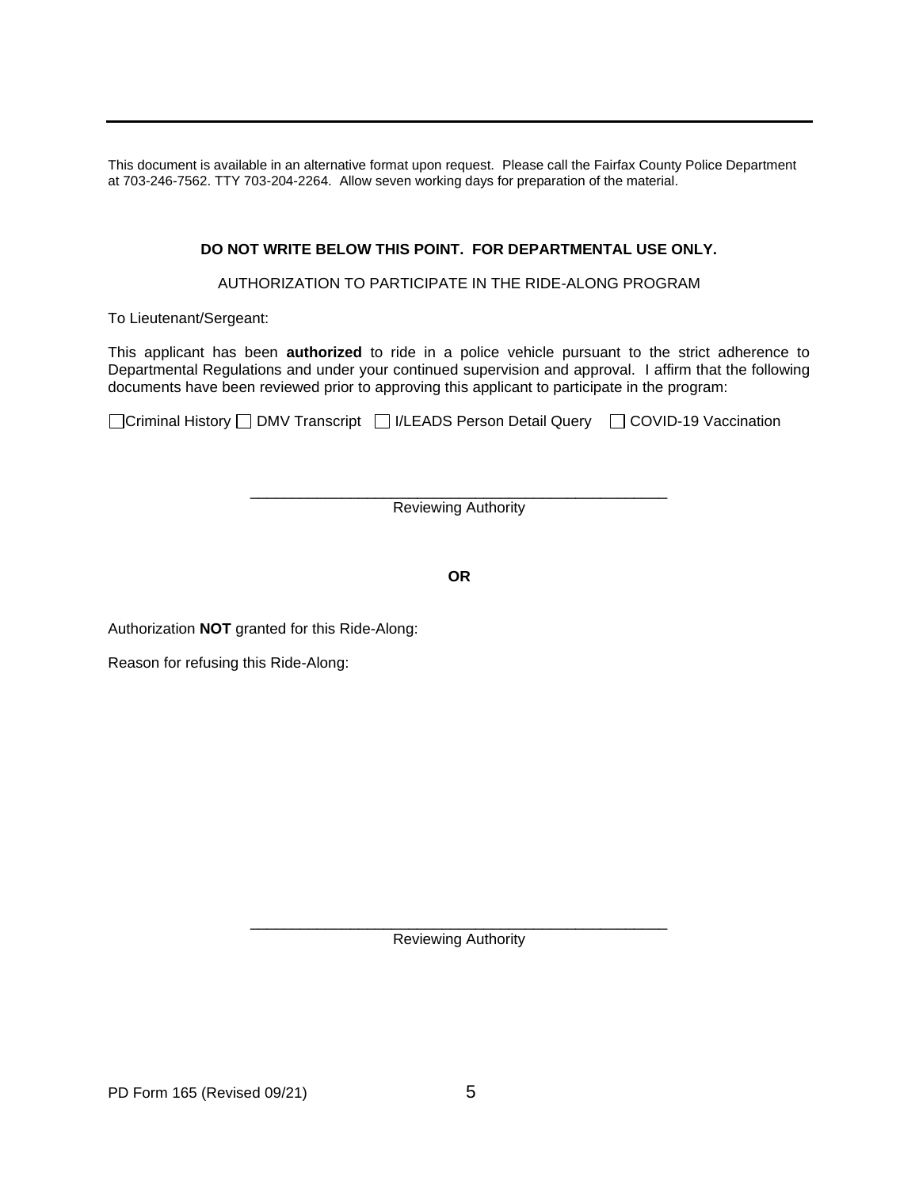This document is available in an alternative format upon request. Please call the Fairfax County Police Department at 703-246-7562. TTY 703-204-2264. Allow seven working days for preparation of the material.

**DO NOT WRITE BELOW THIS POINT. FOR DEPARTMENTAL USE ONLY.**

AUTHORIZATION TO PARTICIPATE IN THE RIDE-ALONG PROGRAM

To Lieutenant/Sergeant:

This applicant has been **authorized** to ride in a police vehicle pursuant to the strict adherence to Departmental Regulations and under your continued supervision and approval. I affirm that the following documents have been reviewed prior to approving this applicant to participate in the program:

☐ Criminal History ☐ DMV Transcript ☐ I/LEADS Person Detail Query ☐ COVID-19 Vaccination

\_\_\_\_\_\_\_\_\_\_\_\_\_\_\_\_\_\_\_\_\_\_\_\_\_\_\_\_\_\_\_\_\_\_\_\_\_\_\_\_\_\_\_\_\_\_\_\_

Reviewing Authority

**OR**

Authorization **NOT** granted for this Ride-Along:

Reason for refusing this Ride-Along:

\_\_\_\_\_\_\_\_\_\_\_\_\_\_\_\_\_\_\_\_\_\_\_\_\_\_\_\_\_\_\_\_\_\_\_\_\_\_\_\_\_\_\_\_\_\_\_\_

Reviewing Authority

PD Form 165 (Revised 09/21)